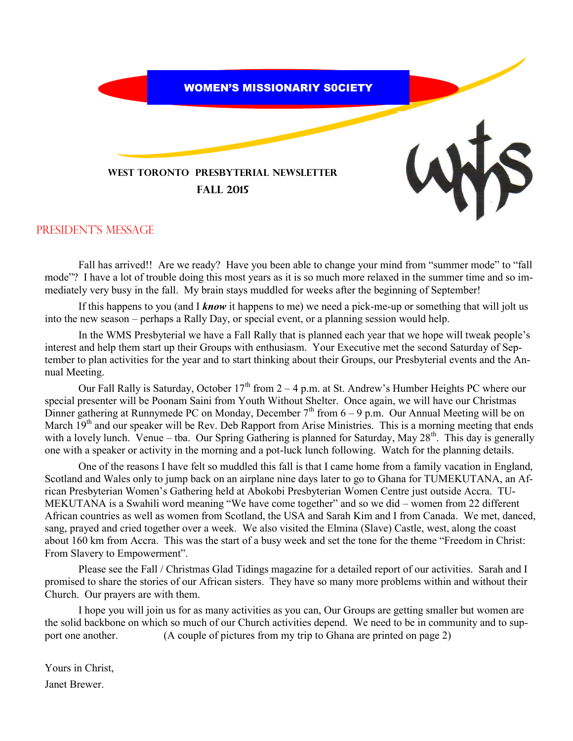# WOMEN'S MISSIONARIY S0CIETY

## WEST TORONTO PRESBYTERIAL NEWSLETTER
## FALL 2015

## PRESIDENT'S MESSAGE

Fall has arrived!! Are we ready? Have you been able to change your mind from "summer mode" to "fall mode"? I have a lot of trouble doing this most years as it is so much more relaxed in the summer time and so immediately very busy in the fall. My brain stays muddled for weeks after the beginning of September!

If this happens to you (and I ***know*** it happens to me) we need a pick-me-up or something that will jolt us into the new season – perhaps a Rally Day, or special event, or a planning session would help.

In the WMS Presbyterial we have a Fall Rally that is planned each year that we hope will tweak people's interest and help them start up their Groups with enthusiasm. Your Executive met the second Saturday of September to plan activities for the year and to start thinking about their Groups, our Presbyterial events and the Annual Meeting.

Our Fall Rally is Saturday, October 17th from 2 – 4 p.m. at St. Andrew's Humber Heights PC where our special presenter will be Poonam Saini from Youth Without Shelter. Once again, we will have our Christmas Dinner gathering at Runnymede PC on Monday, December 7th from 6 – 9 p.m. Our Annual Meeting will be on March 19th and our speaker will be Rev. Deb Rapport from Arise Ministries. This is a morning meeting that ends with a lovely lunch. Venue – tba. Our Spring Gathering is planned for Saturday, May 28th. This day is generally one with a speaker or activity in the morning and a pot-luck lunch following. Watch for the planning details.

One of the reasons I have felt so muddled this fall is that I came home from a family vacation in England, Scotland and Wales only to jump back on an airplane nine days later to go to Ghana for TUMEKUTANA, an African Presbyterian Women's Gathering held at Abokobi Presbyterian Women Centre just outside Accra. TUMEKUTANA is a Swahili word meaning "We have come together" and so we did – women from 22 different African countries as well as women from Scotland, the USA and Sarah Kim and I from Canada. We met, danced, sang, prayed and cried together over a week. We also visited the Elmina (Slave) Castle, west, along the coast about 160 km from Accra. This was the start of a busy week and set the tone for the theme "Freedom in Christ: From Slavery to Empowerment".

Please see the Fall / Christmas Glad Tidings magazine for a detailed report of our activities. Sarah and I promised to share the stories of our African sisters. They have so many more problems within and without their Church. Our prayers are with them.

I hope you will join us for as many activities as you can, Our Groups are getting smaller but women are the solid backbone on which so much of our Church activities depend. We need to be in community and to support one another. (A couple of pictures from my trip to Ghana are printed on page 2)

Yours in Christ,

Janet Brewer.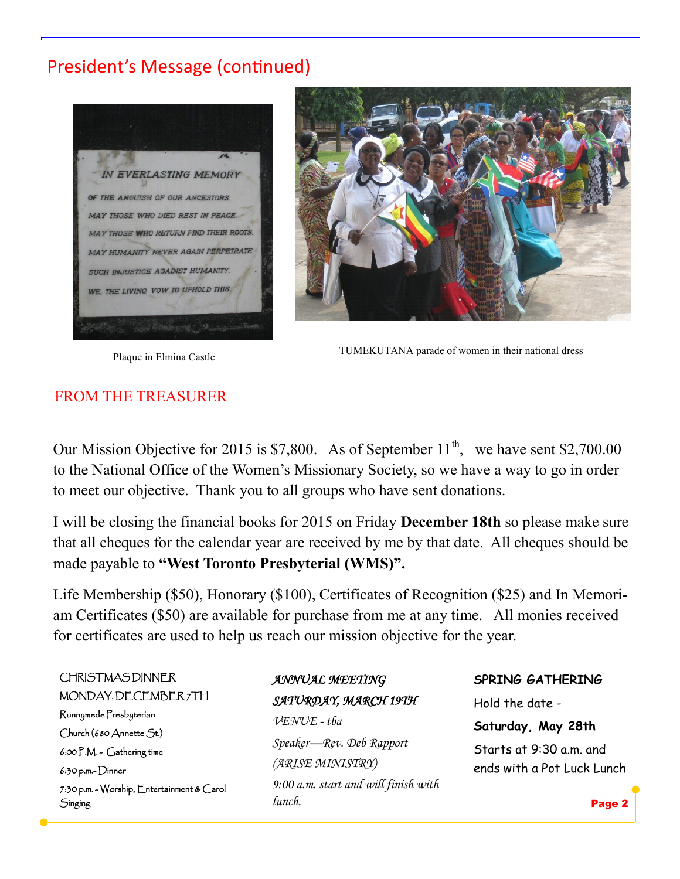## President's Message (continued)

Plaque in Elmina Castle

TUMEKUTANA parade of women in their national dress

## FROM THE TREASURER

Our Mission Objective for 2015 is $7,800. As of September 11th, we have sent $2,700.00 to the National Office of the Women's Missionary Society, so we have a way to go in order to meet our objective. Thank you to all groups who have sent donations.

I will be closing the financial books for 2015 on Friday **December 18th** so please make sure that all cheques for the calendar year are received by me by that date. All cheques should be made payable to **"West Toronto Presbyterial (WMS)".**

Life Membership ($50), Honorary ($100), Certificates of Recognition ($25) and In Memoriam Certificates ($50) are available for purchase from me at any time. All monies received for certificates are used to help us reach our mission objective for the year.

CHRISTMAS DINNER
MONDAY, DECEMBER 7TH
Runnymede Presbyterian Church (680 Annette St.)
6:00 P.M. - Gathering time
6:30 p.m.- Dinner
7:30 p.m. - Worship, Entertainment & Carol Singing

*ANNUAL MEETING*
*SATURDAY, MARCH 19TH*
*VENUE - tba*
*Speaker—Rev. Deb Rapport*
*(ARISE MINISTRY)*
*9:00 a.m. start and will finish with lunch.*

**SPRING GATHERING**
Hold the date -
**Saturday, May 28th**
Starts at 9:30 a.m. and ends with a Pot Luck Lunch